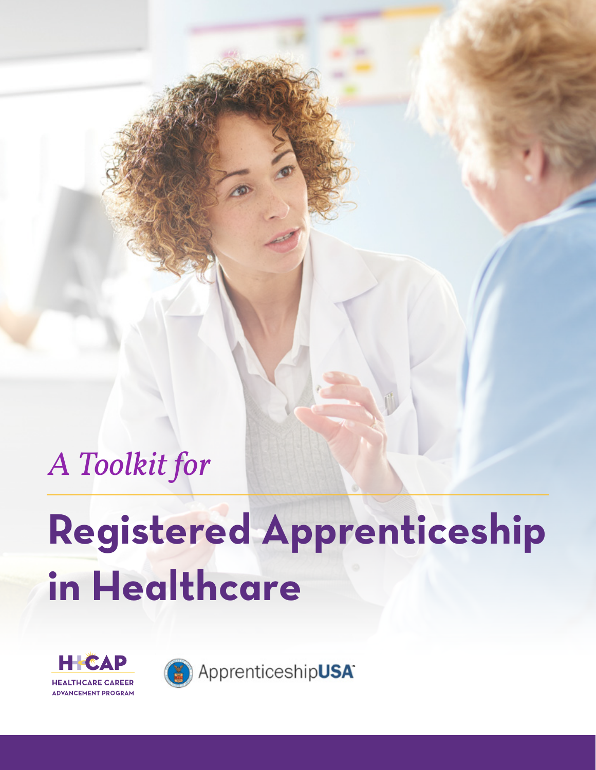*A Toolkit for*

# Registered Apprenticeship in Healthcare

H-CAP
HEALTHCARE CAREER ADVANCEMENT PROGRAM

ApprenticeshipUSA™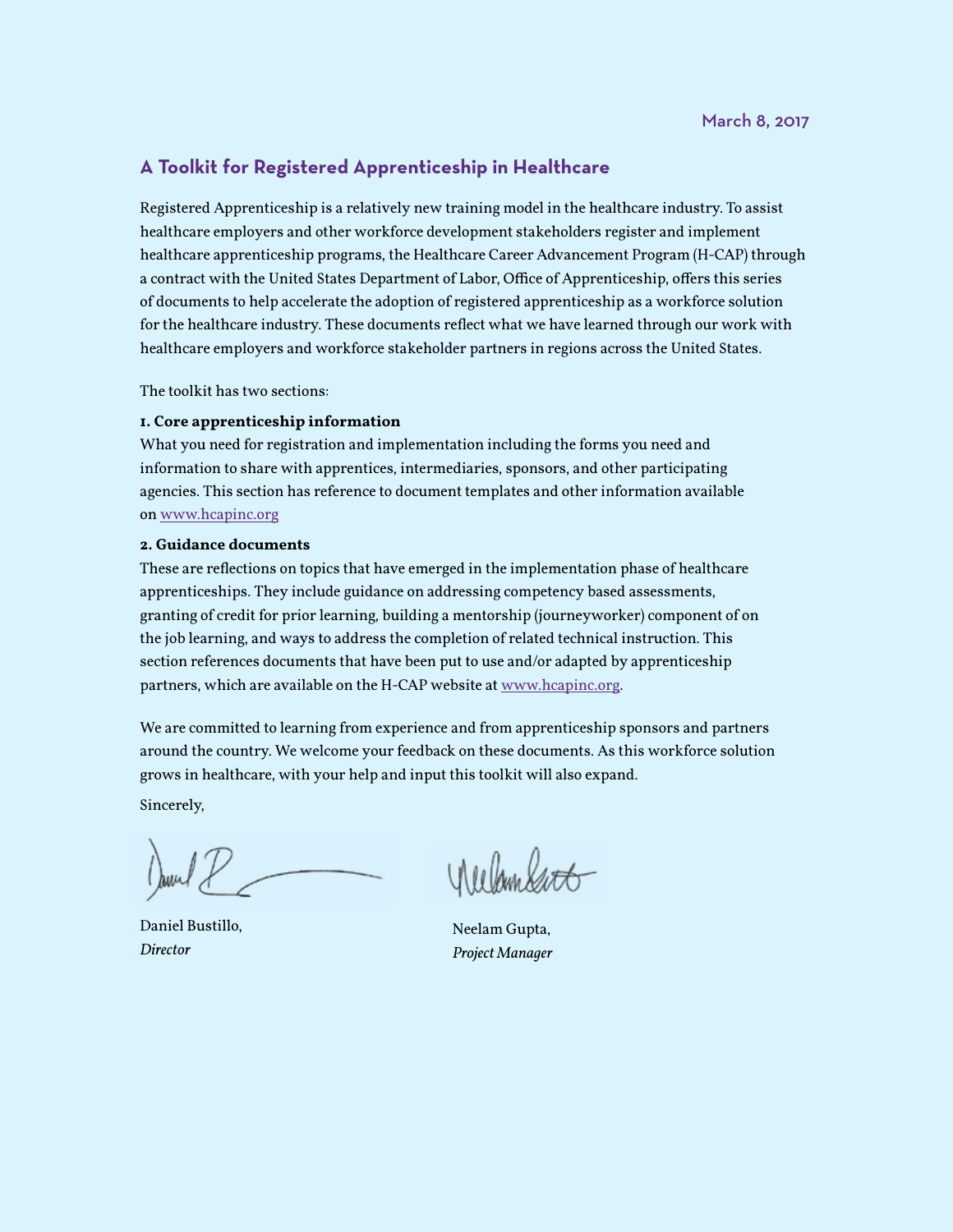March 8, 2017

## A Toolkit for Registered Apprenticeship in Healthcare

Registered Apprenticeship is a relatively new training model in the healthcare industry. To assist healthcare employers and other workforce development stakeholders register and implement healthcare apprenticeship programs, the Healthcare Career Advancement Program (H-CAP) through a contract with the United States Department of Labor, Office of Apprenticeship, offers this series of documents to help accelerate the adoption of registered apprenticeship as a workforce solution for the healthcare industry. These documents reflect what we have learned through our work with healthcare employers and workforce stakeholder partners in regions across the United States.

The toolkit has two sections:

**1. Core apprenticeship information**

What you need for registration and implementation including the forms you need and information to share with apprentices, intermediaries, sponsors, and other participating agencies. This section has reference to document templates and other information available on www.hcapinc.org

**2. Guidance documents**

These are reflections on topics that have emerged in the implementation phase of healthcare apprenticeships. They include guidance on addressing competency based assessments, granting of credit for prior learning, building a mentorship (journeyworker) component of on the job learning, and ways to address the completion of related technical instruction. This section references documents that have been put to use and/or adapted by apprenticeship partners, which are available on the H-CAP website at www.hcapinc.org.

We are committed to learning from experience and from apprenticeship sponsors and partners around the country. We welcome your feedback on these documents. As this workforce solution grows in healthcare, with your help and input this toolkit will also expand.

Sincerely,

Daniel Bustillo,
*Director*

Neelam Gupta,
*Project Manager*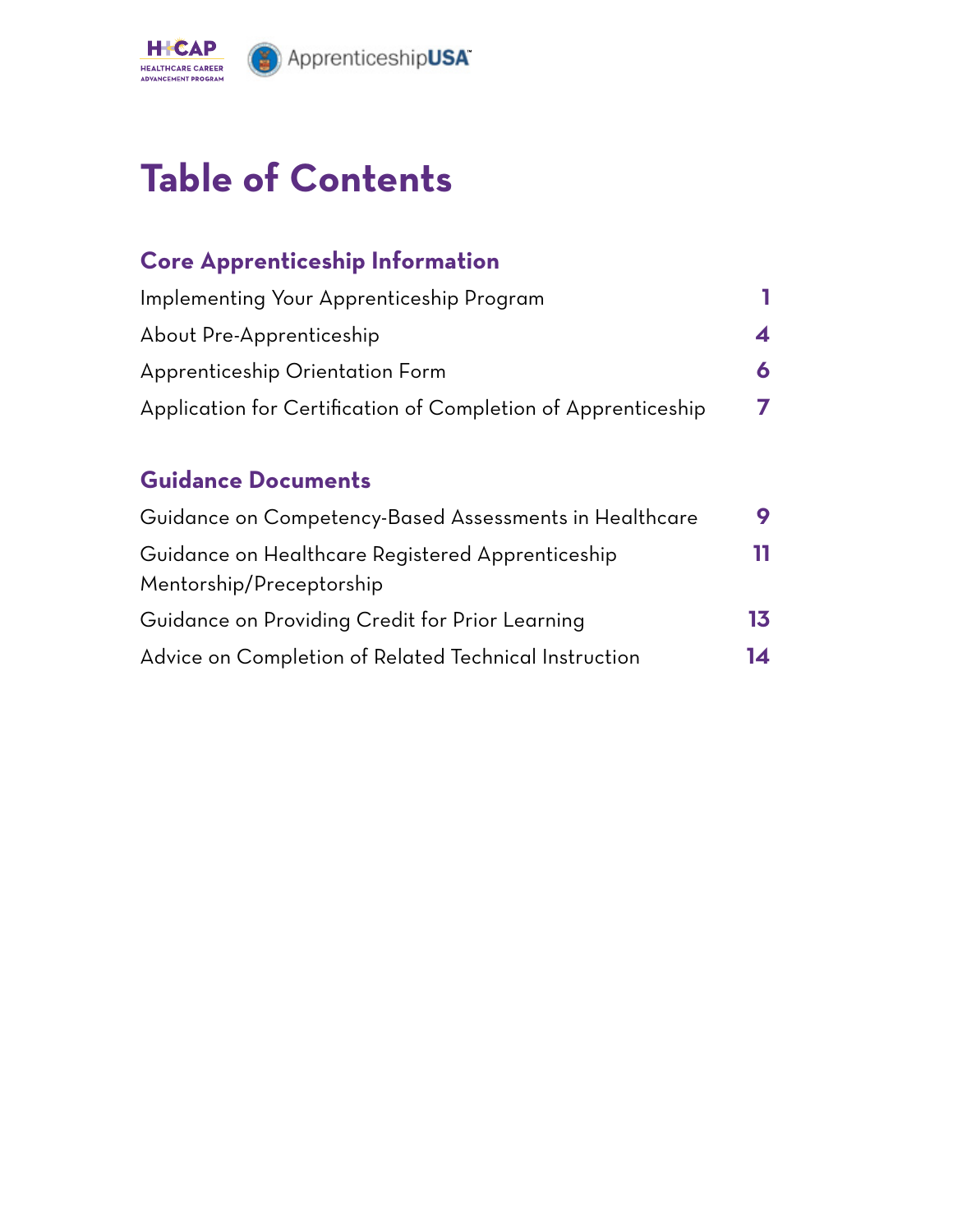# Table of Contents

## Core Apprenticeship Information

| | |
|---|---|
| Implementing Your Apprenticeship Program | 1 |
| About Pre-Apprenticeship | 4 |
| Apprenticeship Orientation Form | 6 |
| Application for Certification of Completion of Apprenticeship | 7 |

## Guidance Documents

| | |
|---|---|
| Guidance on Competency-Based Assessments in Healthcare | 9 |
| Guidance on Healthcare Registered Apprenticeship Mentorship/Preceptorship | 11 |
| Guidance on Providing Credit for Prior Learning | 13 |
| Advice on Completion of Related Technical Instruction | 14 |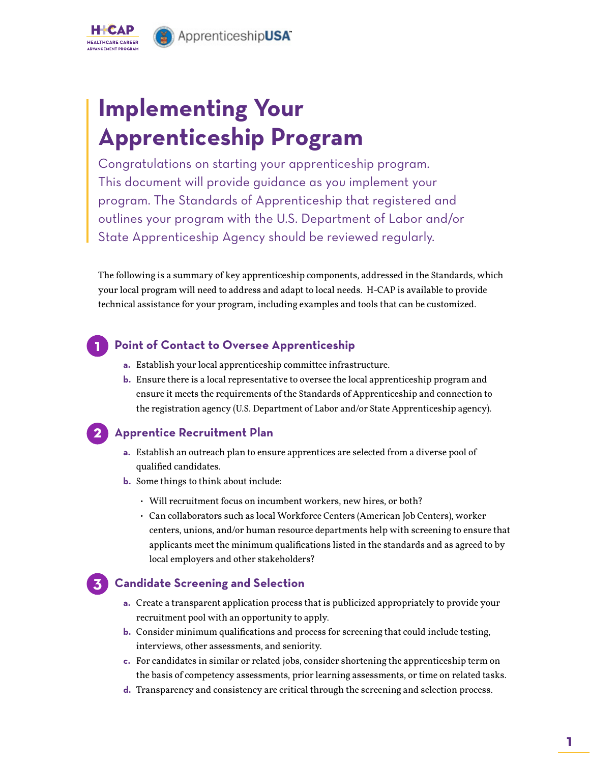# Implementing Your Apprenticeship Program

Congratulations on starting your apprenticeship program. This document will provide guidance as you implement your program. The Standards of Apprenticeship that registered and outlines your program with the U.S. Department of Labor and/or State Apprenticeship Agency should be reviewed regularly.

The following is a summary of key apprenticeship components, addressed in the Standards, which your local program will need to address and adapt to local needs. H-CAP is available to provide technical assistance for your program, including examples and tools that can be customized.

## 1 Point of Contact to Oversee Apprenticeship

a. Establish your local apprenticeship committee infrastructure.

b. Ensure there is a local representative to oversee the local apprenticeship program and ensure it meets the requirements of the Standards of Apprenticeship and connection to the registration agency (U.S. Department of Labor and/or State Apprenticeship agency).

## 2 Apprentice Recruitment Plan

a. Establish an outreach plan to ensure apprentices are selected from a diverse pool of qualified candidates.

b. Some things to think about include:

- Will recruitment focus on incumbent workers, new hires, or both?
- Can collaborators such as local Workforce Centers (American Job Centers), worker centers, unions, and/or human resource departments help with screening to ensure that applicants meet the minimum qualifications listed in the standards and as agreed to by local employers and other stakeholders?

## 3 Candidate Screening and Selection

a. Create a transparent application process that is publicized appropriately to provide your recruitment pool with an opportunity to apply.

b. Consider minimum qualifications and process for screening that could include testing, interviews, other assessments, and seniority.

c. For candidates in similar or related jobs, consider shortening the apprenticeship term on the basis of competency assessments, prior learning assessments, or time on related tasks.

d. Transparency and consistency are critical through the screening and selection process.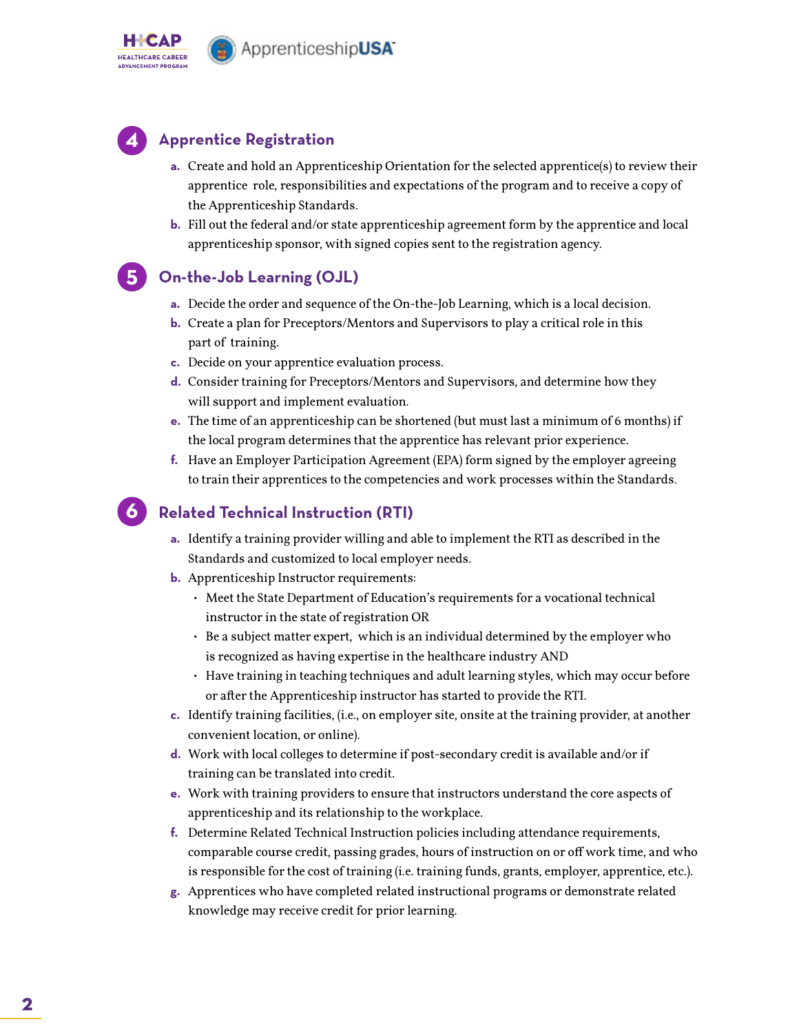## 4 Apprentice Registration

a. Create and hold an Apprenticeship Orientation for the selected apprentice(s) to review their apprentice role, responsibilities and expectations of the program and to receive a copy of the Apprenticeship Standards.
b. Fill out the federal and/or state apprenticeship agreement form by the apprentice and local apprenticeship sponsor, with signed copies sent to the registration agency.

## 5 On-the-Job Learning (OJL)

a. Decide the order and sequence of the On-the-Job Learning, which is a local decision.
b. Create a plan for Preceptors/Mentors and Supervisors to play a critical role in this part of training.
c. Decide on your apprentice evaluation process.
d. Consider training for Preceptors/Mentors and Supervisors, and determine how they will support and implement evaluation.
e. The time of an apprenticeship can be shortened (but must last a minimum of 6 months) if the local program determines that the apprentice has relevant prior experience.
f. Have an Employer Participation Agreement (EPA) form signed by the employer agreeing to train their apprentices to the competencies and work processes within the Standards.

## 6 Related Technical Instruction (RTI)

a. Identify a training provider willing and able to implement the RTI as described in the Standards and customized to local employer needs.
b. Apprenticeship Instructor requirements:
   - Meet the State Department of Education's requirements for a vocational technical instructor in the state of registration OR
   - Be a subject matter expert, which is an individual determined by the employer who is recognized as having expertise in the healthcare industry AND
   - Have training in teaching techniques and adult learning styles, which may occur before or after the Apprenticeship instructor has started to provide the RTI.
c. Identify training facilities, (i.e., on employer site, onsite at the training provider, at another convenient location, or online).
d. Work with local colleges to determine if post-secondary credit is available and/or if training can be translated into credit.
e. Work with training providers to ensure that instructors understand the core aspects of apprenticeship and its relationship to the workplace.
f. Determine Related Technical Instruction policies including attendance requirements, comparable course credit, passing grades, hours of instruction on or off work time, and who is responsible for the cost of training (i.e. training funds, grants, employer, apprentice, etc.).
g. Apprentices who have completed related instructional programs or demonstrate related knowledge may receive credit for prior learning.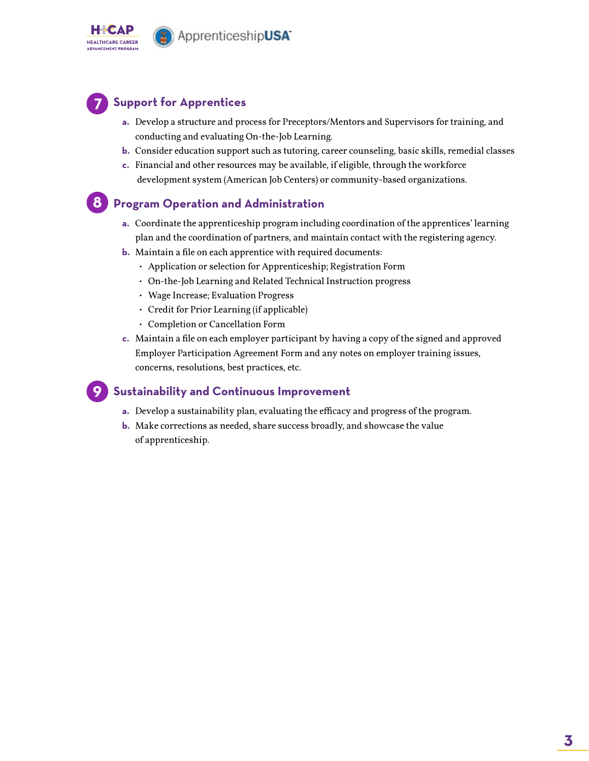## 7 Support for Apprentices

a. Develop a structure and process for Preceptors/Mentors and Supervisors for training, and conducting and evaluating On-the-Job Learning.
b. Consider education support such as tutoring, career counseling, basic skills, remedial classes
c. Financial and other resources may be available, if eligible, through the workforce development system (American Job Centers) or community-based organizations.

## 8 Program Operation and Administration

a. Coordinate the apprenticeship program including coordination of the apprentices' learning plan and the coordination of partners, and maintain contact with the registering agency.
b. Maintain a file on each apprentice with required documents:
   - Application or selection for Apprenticeship; Registration Form
   - On-the-Job Learning and Related Technical Instruction progress
   - Wage Increase; Evaluation Progress
   - Credit for Prior Learning (if applicable)
   - Completion or Cancellation Form
c. Maintain a file on each employer participant by having a copy of the signed and approved Employer Participation Agreement Form and any notes on employer training issues, concerns, resolutions, best practices, etc.

## 9 Sustainability and Continuous Improvement

a. Develop a sustainability plan, evaluating the efficacy and progress of the program.
b. Make corrections as needed, share success broadly, and showcase the value of apprenticeship.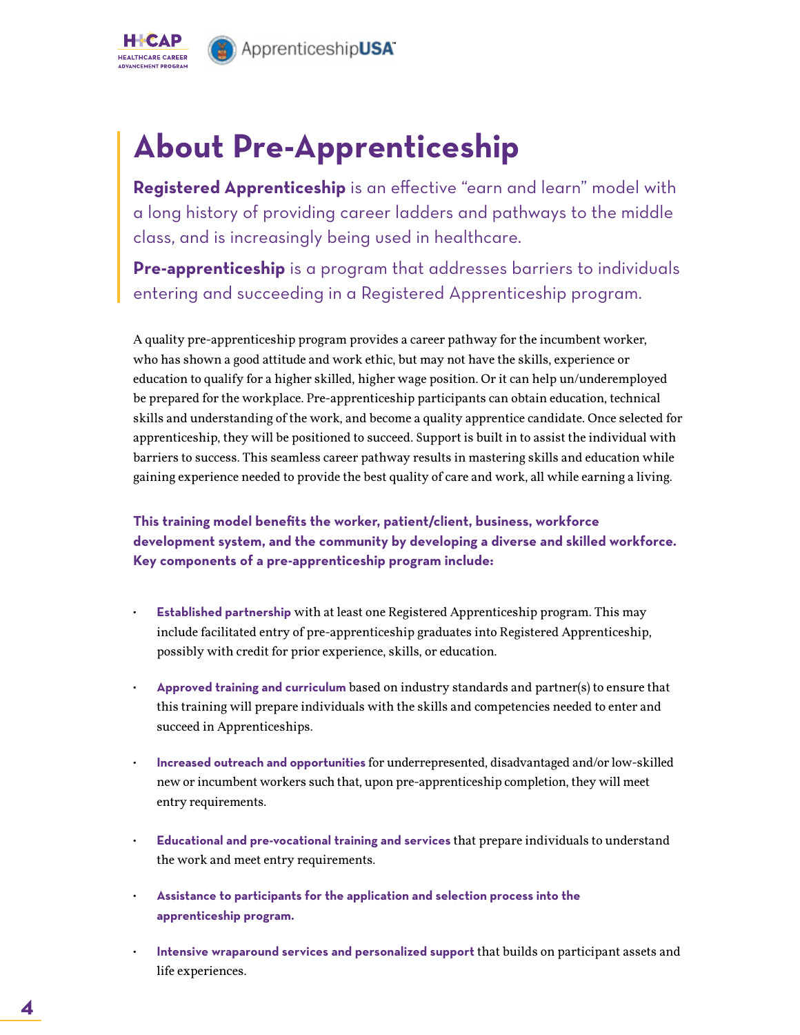# About Pre-Apprenticeship

**Registered Apprenticeship** is an effective "earn and learn" model with a long history of providing career ladders and pathways to the middle class, and is increasingly being used in healthcare.

**Pre-apprenticeship** is a program that addresses barriers to individuals entering and succeeding in a Registered Apprenticeship program.

A quality pre-apprenticeship program provides a career pathway for the incumbent worker, who has shown a good attitude and work ethic, but may not have the skills, experience or education to qualify for a higher skilled, higher wage position. Or it can help un/underemployed be prepared for the workplace. Pre-apprenticeship participants can obtain education, technical skills and understanding of the work, and become a quality apprentice candidate. Once selected for apprenticeship, they will be positioned to succeed. Support is built in to assist the individual with barriers to success. This seamless career pathway results in mastering skills and education while gaining experience needed to provide the best quality of care and work, all while earning a living.

**This training model benefits the worker, patient/client, business, workforce development system, and the community by developing a diverse and skilled workforce. Key components of a pre-apprenticeship program include:**

- **Established partnership** with at least one Registered Apprenticeship program. This may include facilitated entry of pre-apprenticeship graduates into Registered Apprenticeship, possibly with credit for prior experience, skills, or education.
- **Approved training and curriculum** based on industry standards and partner(s) to ensure that this training will prepare individuals with the skills and competencies needed to enter and succeed in Apprenticeships.
- **Increased outreach and opportunities** for underrepresented, disadvantaged and/or low-skilled new or incumbent workers such that, upon pre-apprenticeship completion, they will meet entry requirements.
- **Educational and pre-vocational training and services** that prepare individuals to understand the work and meet entry requirements.
- **Assistance to participants for the application and selection process into the apprenticeship program.**
- **Intensive wraparound services and personalized support** that builds on participant assets and life experiences.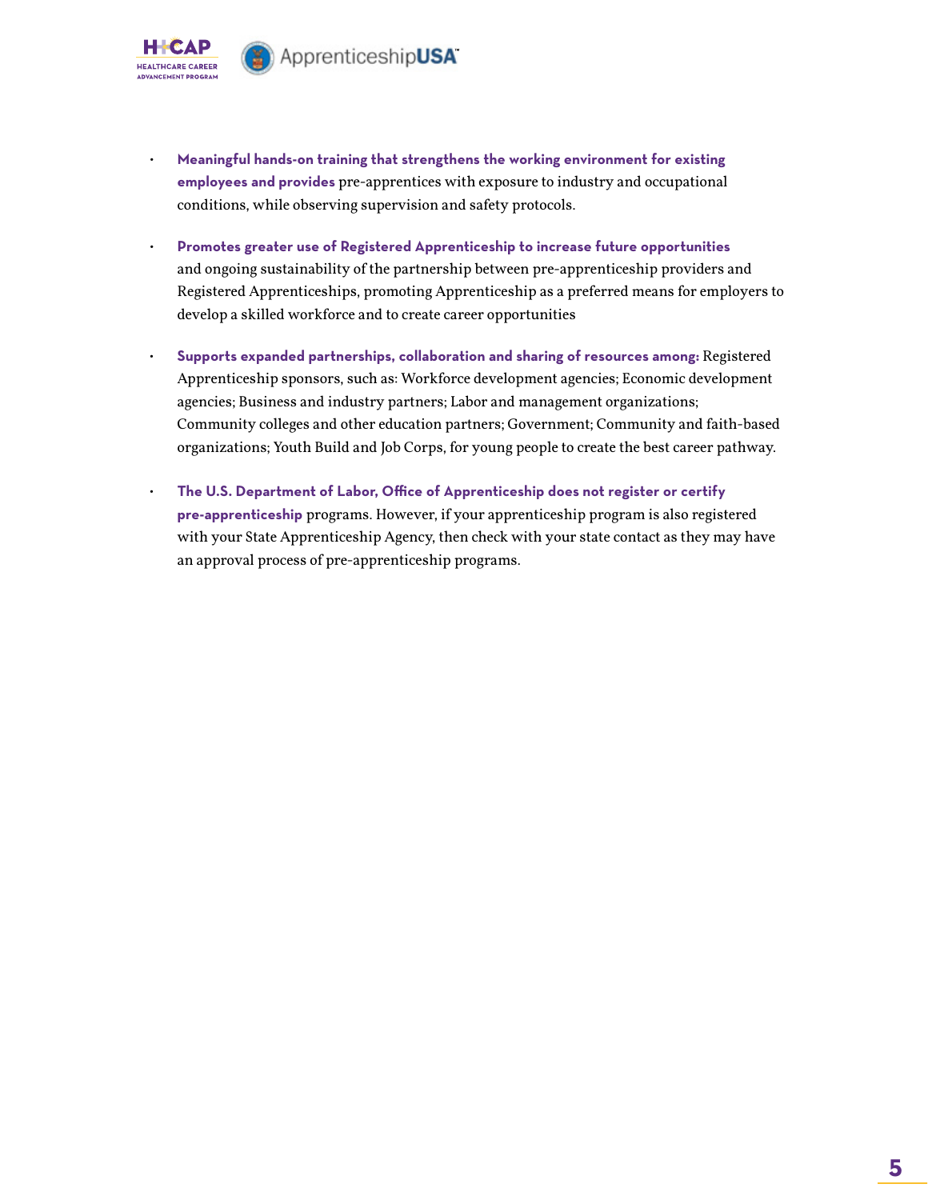- **Meaningful hands-on training that strengthens the working environment for existing employees and provides** pre-apprentices with exposure to industry and occupational conditions, while observing supervision and safety protocols.

- **Promotes greater use of Registered Apprenticeship to increase future opportunities** and ongoing sustainability of the partnership between pre-apprenticeship providers and Registered Apprenticeships, promoting Apprenticeship as a preferred means for employers to develop a skilled workforce and to create career opportunities

- **Supports expanded partnerships, collaboration and sharing of resources among:** Registered Apprenticeship sponsors, such as: Workforce development agencies; Economic development agencies; Business and industry partners; Labor and management organizations; Community colleges and other education partners; Government; Community and faith-based organizations; Youth Build and Job Corps, for young people to create the best career pathway.

- **The U.S. Department of Labor, Office of Apprenticeship does not register or certify pre-apprenticeship** programs. However, if your apprenticeship program is also registered with your State Apprenticeship Agency, then check with your state contact as they may have an approval process of pre-apprenticeship programs.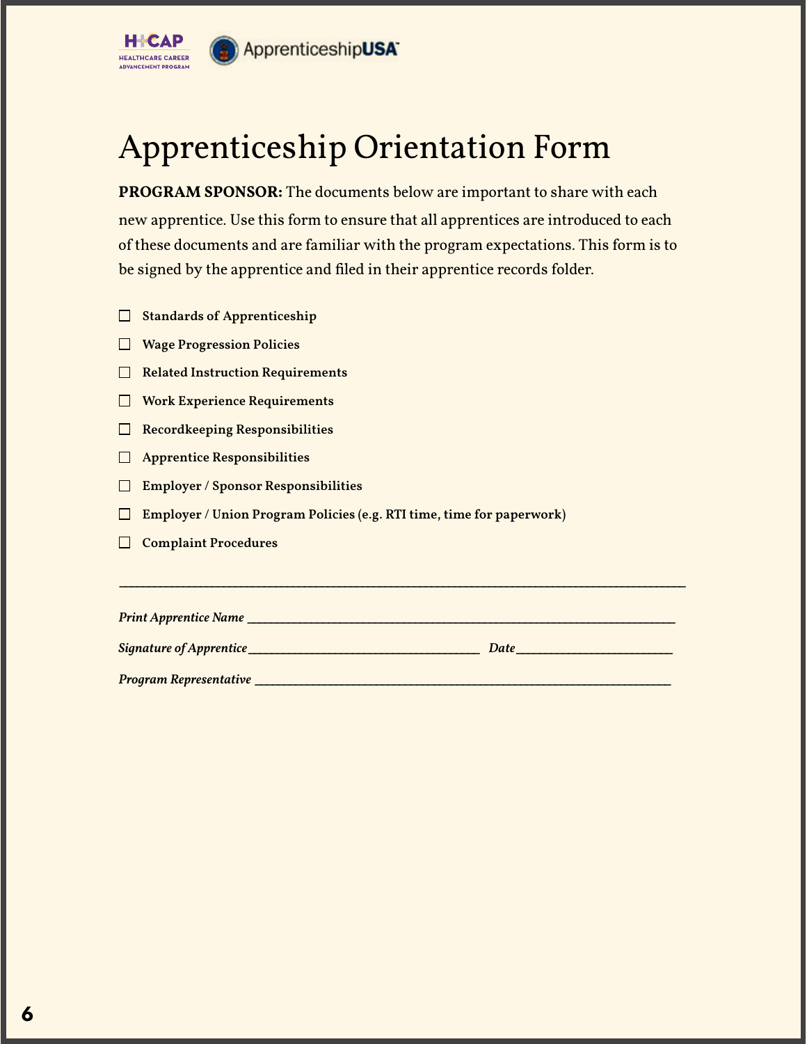# Apprenticeship Orientation Form

**PROGRAM SPONSOR:** The documents below are important to share with each new apprentice. Use this form to ensure that all apprentices are introduced to each of these documents and are familiar with the program expectations. This form is to be signed by the apprentice and filed in their apprentice records folder.

- ☐ **Standards of Apprenticeship**
- ☐ **Wage Progression Policies**
- ☐ **Related Instruction Requirements**
- ☐ **Work Experience Requirements**
- ☐ **Recordkeeping Responsibilities**
- ☐ **Apprentice Responsibilities**
- ☐ **Employer / Sponsor Responsibilities**
- ☐ **Employer / Union Program Policies (e.g. RTI time, time for paperwork)**
- ☐ **Complaint Procedures**

---

*Print Apprentice Name* ____________________________________________

*Signature of Apprentice* ______________________________ *Date* ____________________

*Program Representative* ____________________________________________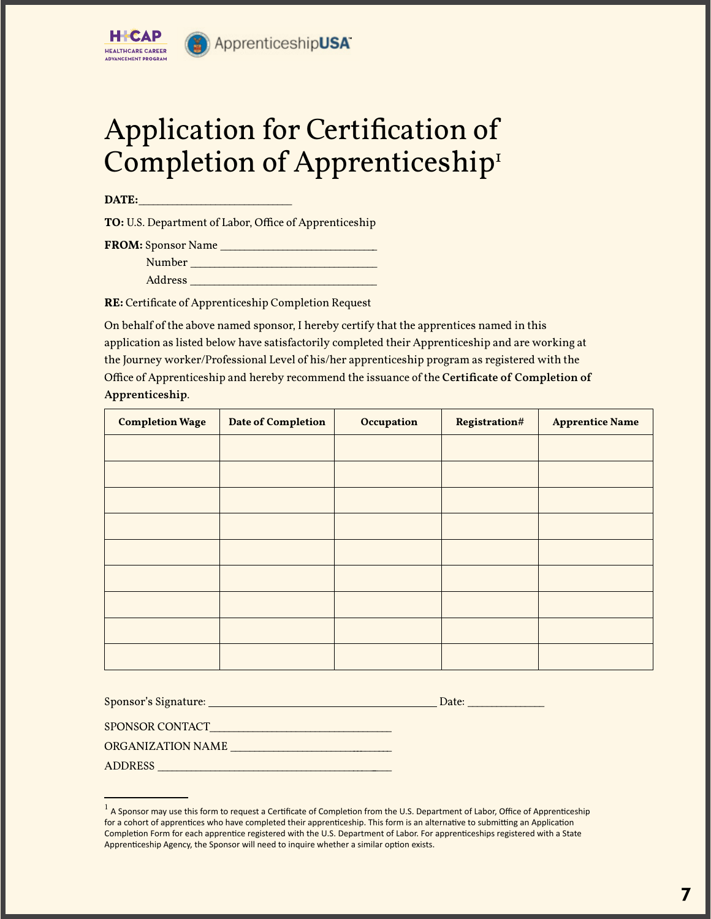# Application for Certification of Completion of Apprenticeship[1]

**DATE:**___________________________

**TO:** U.S. Department of Labor, Office of Apprenticeship

**FROM:** Sponsor Name ____________________________

Number __________________________________

Address __________________________________

**RE:** Certificate of Apprenticeship Completion Request

On behalf of the above named sponsor, I hereby certify that the apprentices named in this application as listed below have satisfactorily completed their Apprenticeship and are working at the Journey worker/Professional Level of his/her apprenticeship program as registered with the Office of Apprenticeship and hereby recommend the issuance of the **Certificate of Completion of Apprenticeship**.

| Completion Wage | Date of Completion | Occupation | Registration# | Apprentice Name |
|---|---|---|---|---|
| | | | | |
| | | | | |
| | | | | |
| | | | | |
| | | | | |
| | | | | |
| | | | | |
| | | | | |
| | | | | |

Sponsor's Signature: ________________________________________ Date: _____________

SPONSOR CONTACT________________________________

ORGANIZATION NAME ____________________________

ADDRESS ________________________________________

---

[1] A Sponsor may use this form to request a Certificate of Completion from the U.S. Department of Labor, Office of Apprenticeship for a cohort of apprentices who have completed their apprenticeship. This form is an alternative to submitting an Application Completion Form for each apprentice registered with the U.S. Department of Labor. For apprenticeships registered with a State Apprenticeship Agency, the Sponsor will need to inquire whether a similar option exists.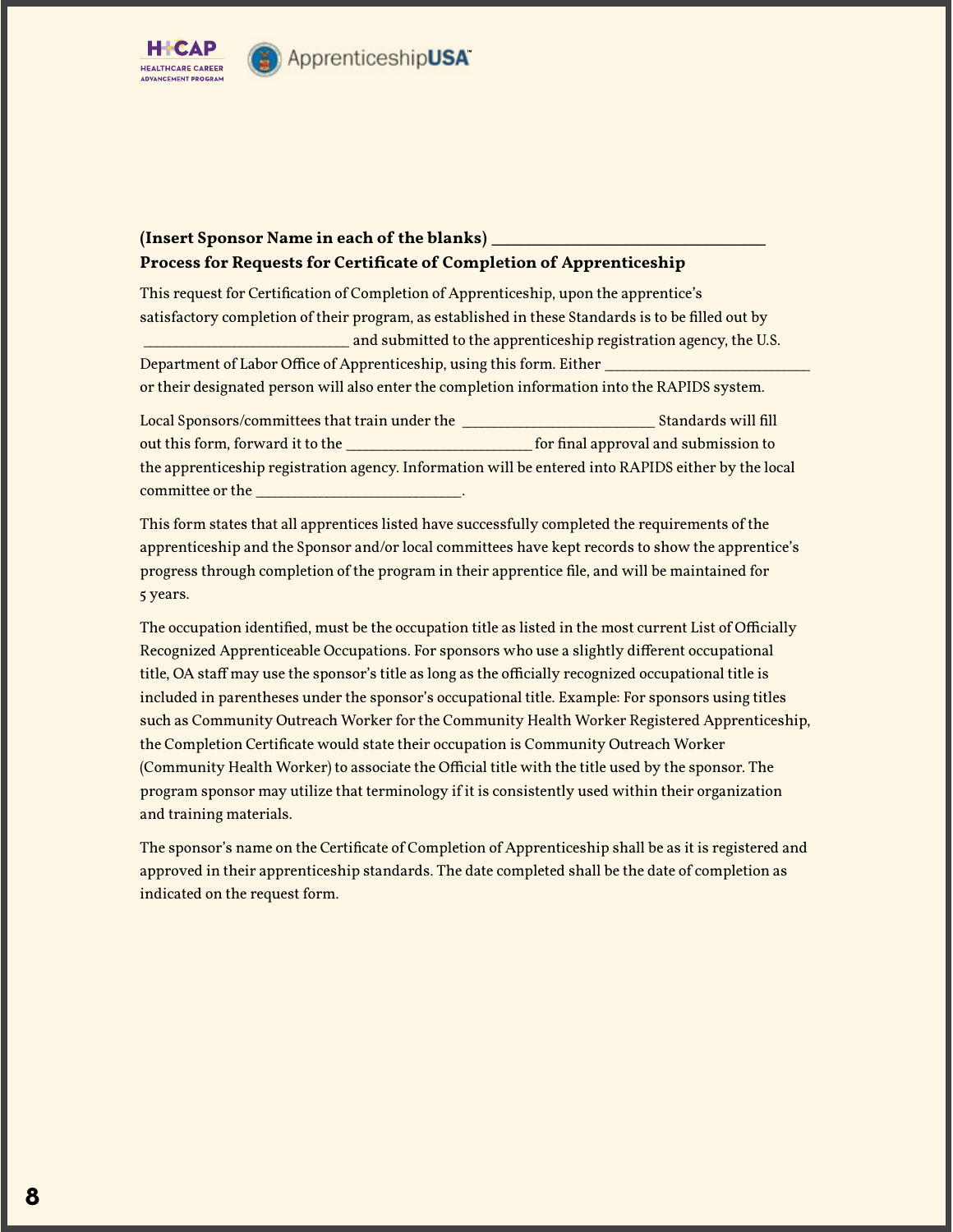**(Insert Sponsor Name in each of the blanks) ________________________________**

**Process for Requests for Certificate of Completion of Apprenticeship**

This request for Certification of Completion of Apprenticeship, upon the apprentice's satisfactory completion of their program, as established in these Standards is to be filled out by __________________________ and submitted to the apprenticeship registration agency, the U.S. Department of Labor Office of Apprenticeship, using this form. Either __________________________ or their designated person will also enter the completion information into the RAPIDS system.

Local Sponsors/committees that train under the ________________________ Standards will fill out this form, forward it to the ________________________ for final approval and submission to the apprenticeship registration agency. Information will be entered into RAPIDS either by the local committee or the __________________________.

This form states that all apprentices listed have successfully completed the requirements of the apprenticeship and the Sponsor and/or local committees have kept records to show the apprentice's progress through completion of the program in their apprentice file, and will be maintained for 5 years.

The occupation identified, must be the occupation title as listed in the most current List of Officially Recognized Apprenticeable Occupations. For sponsors who use a slightly different occupational title, OA staff may use the sponsor's title as long as the officially recognized occupational title is included in parentheses under the sponsor's occupational title. Example: For sponsors using titles such as Community Outreach Worker for the Community Health Worker Registered Apprenticeship, the Completion Certificate would state their occupation is Community Outreach Worker (Community Health Worker) to associate the Official title with the title used by the sponsor. The program sponsor may utilize that terminology if it is consistently used within their organization and training materials.

The sponsor's name on the Certificate of Completion of Apprenticeship shall be as it is registered and approved in their apprenticeship standards. The date completed shall be the date of completion as indicated on the request form.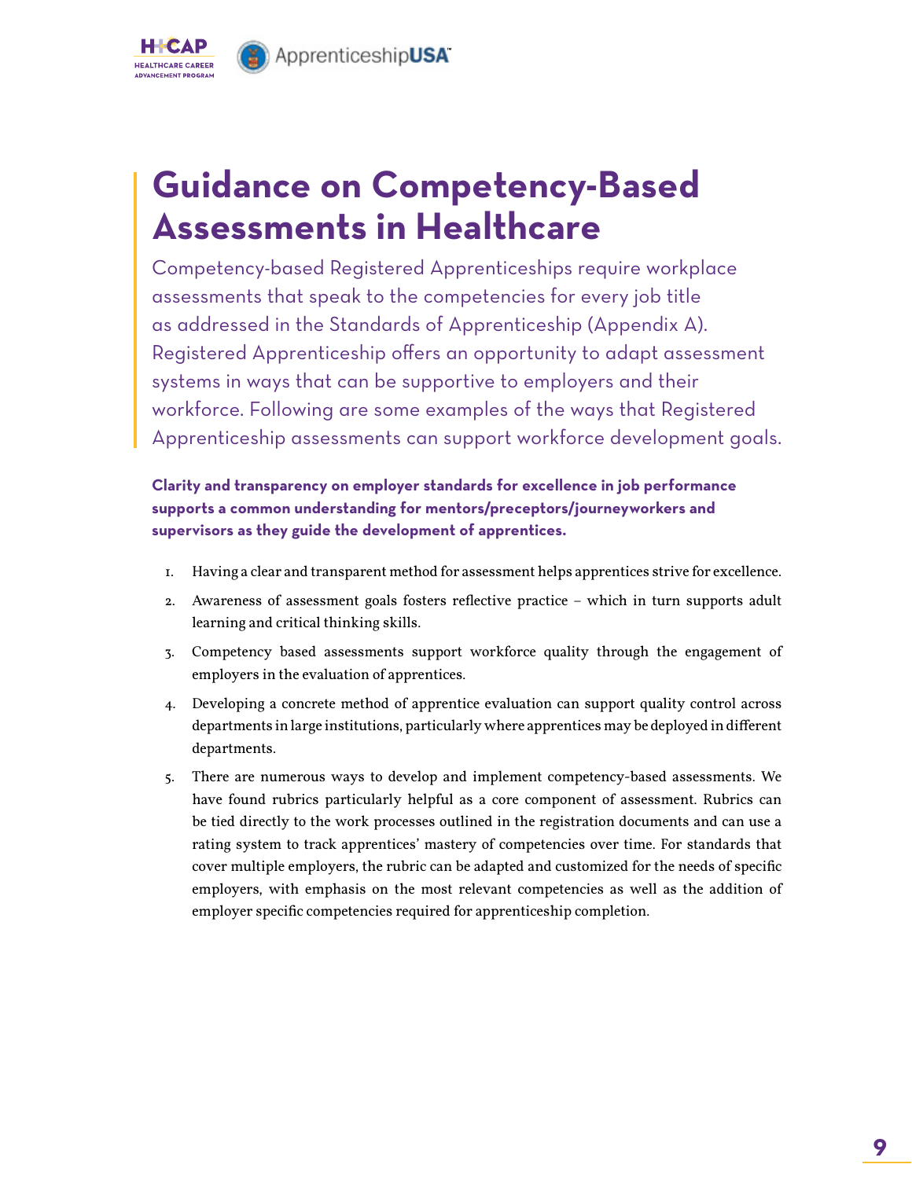# Guidance on Competency-Based Assessments in Healthcare

Competency-based Registered Apprenticeships require workplace assessments that speak to the competencies for every job title as addressed in the Standards of Apprenticeship (Appendix A). Registered Apprenticeship offers an opportunity to adapt assessment systems in ways that can be supportive to employers and their workforce. Following are some examples of the ways that Registered Apprenticeship assessments can support workforce development goals.

**Clarity and transparency on employer standards for excellence in job performance supports a common understanding for mentors/preceptors/journeyworkers and supervisors as they guide the development of apprentices.**

1. Having a clear and transparent method for assessment helps apprentices strive for excellence.
2. Awareness of assessment goals fosters reflective practice – which in turn supports adult learning and critical thinking skills.
3. Competency based assessments support workforce quality through the engagement of employers in the evaluation of apprentices.
4. Developing a concrete method of apprentice evaluation can support quality control across departments in large institutions, particularly where apprentices may be deployed in different departments.
5. There are numerous ways to develop and implement competency-based assessments. We have found rubrics particularly helpful as a core component of assessment. Rubrics can be tied directly to the work processes outlined in the registration documents and can use a rating system to track apprentices' mastery of competencies over time. For standards that cover multiple employers, the rubric can be adapted and customized for the needs of specific employers, with emphasis on the most relevant competencies as well as the addition of employer specific competencies required for apprenticeship completion.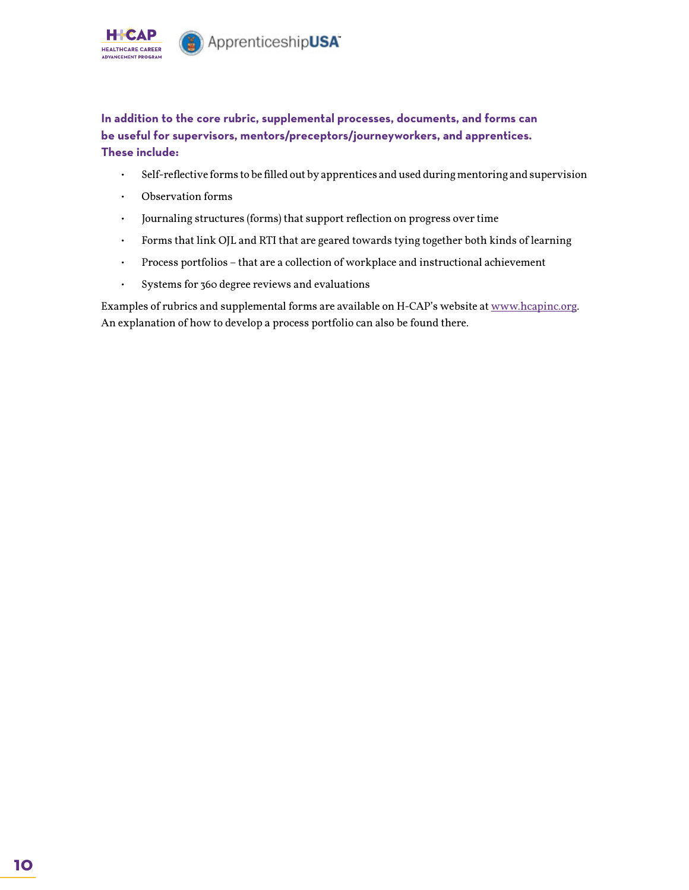**In addition to the core rubric, supplemental processes, documents, and forms can be useful for supervisors, mentors/preceptors/journeyworkers, and apprentices. These include:**

- Self-reflective forms to be filled out by apprentices and used during mentoring and supervision
- Observation forms
- Journaling structures (forms) that support reflection on progress over time
- Forms that link OJL and RTI that are geared towards tying together both kinds of learning
- Process portfolios – that are a collection of workplace and instructional achievement
- Systems for 360 degree reviews and evaluations

Examples of rubrics and supplemental forms are available on H-CAP's website at www.hcapinc.org. An explanation of how to develop a process portfolio can also be found there.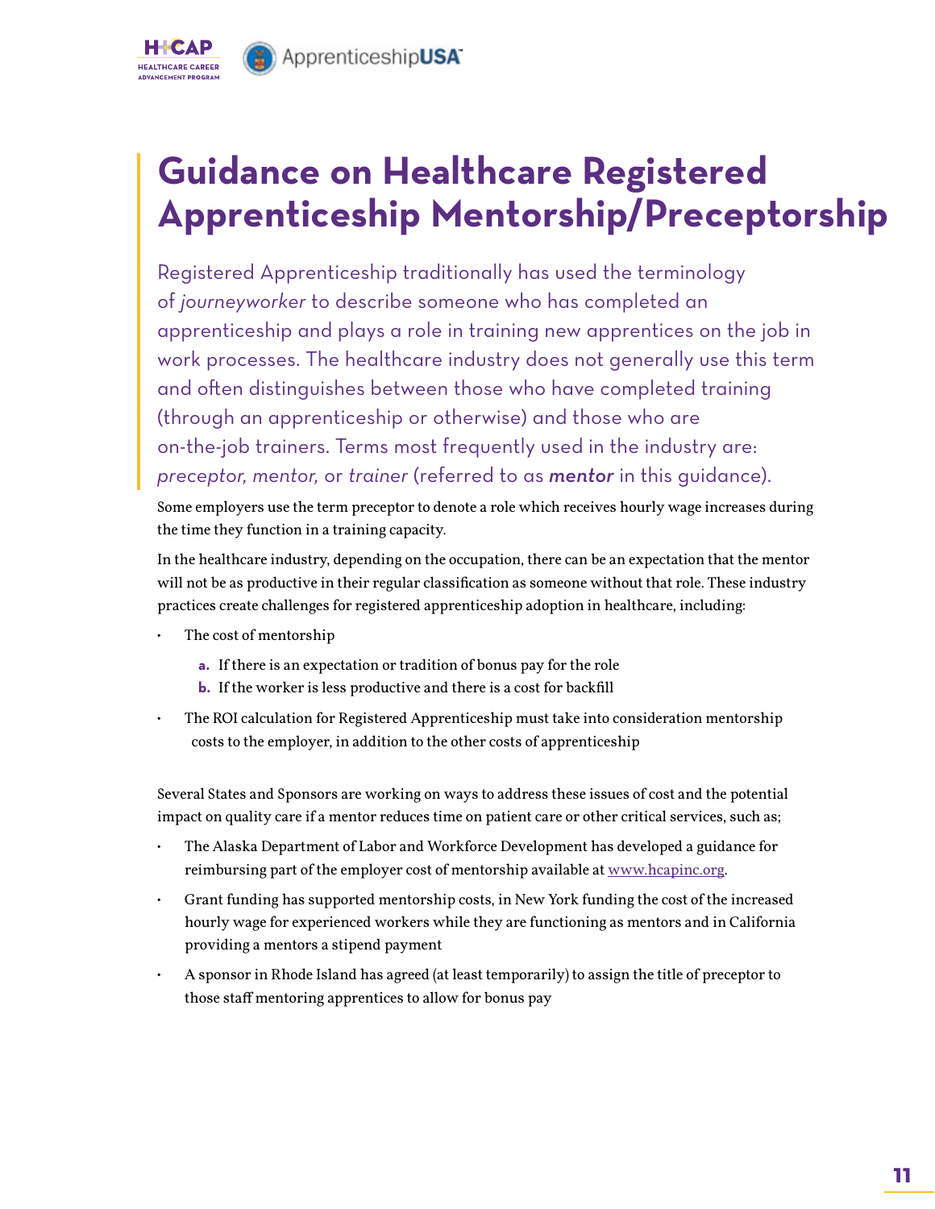# Guidance on Healthcare Registered Apprenticeship Mentorship/Preceptorship

Registered Apprenticeship traditionally has used the terminology of *journeyworker* to describe someone who has completed an apprenticeship and plays a role in training new apprentices on the job in work processes. The healthcare industry does not generally use this term and often distinguishes between those who have completed training (through an apprenticeship or otherwise) and those who are on-the-job trainers. Terms most frequently used in the industry are: *preceptor, mentor,* or *trainer* (referred to as ***mentor*** in this guidance).

Some employers use the term preceptor to denote a role which receives hourly wage increases during the time they function in a training capacity.

In the healthcare industry, depending on the occupation, there can be an expectation that the mentor will not be as productive in their regular classification as someone without that role. These industry practices create challenges for registered apprenticeship adoption in healthcare, including:

- The cost of mentorship
  - a. If there is an expectation or tradition of bonus pay for the role
  - b. If the worker is less productive and there is a cost for backfill
- The ROI calculation for Registered Apprenticeship must take into consideration mentorship costs to the employer, in addition to the other costs of apprenticeship

Several States and Sponsors are working on ways to address these issues of cost and the potential impact on quality care if a mentor reduces time on patient care or other critical services, such as;

- The Alaska Department of Labor and Workforce Development has developed a guidance for reimbursing part of the employer cost of mentorship available at www.hcapinc.org.
- Grant funding has supported mentorship costs, in New York funding the cost of the increased hourly wage for experienced workers while they are functioning as mentors and in California providing a mentors a stipend payment
- A sponsor in Rhode Island has agreed (at least temporarily) to assign the title of preceptor to those staff mentoring apprentices to allow for bonus pay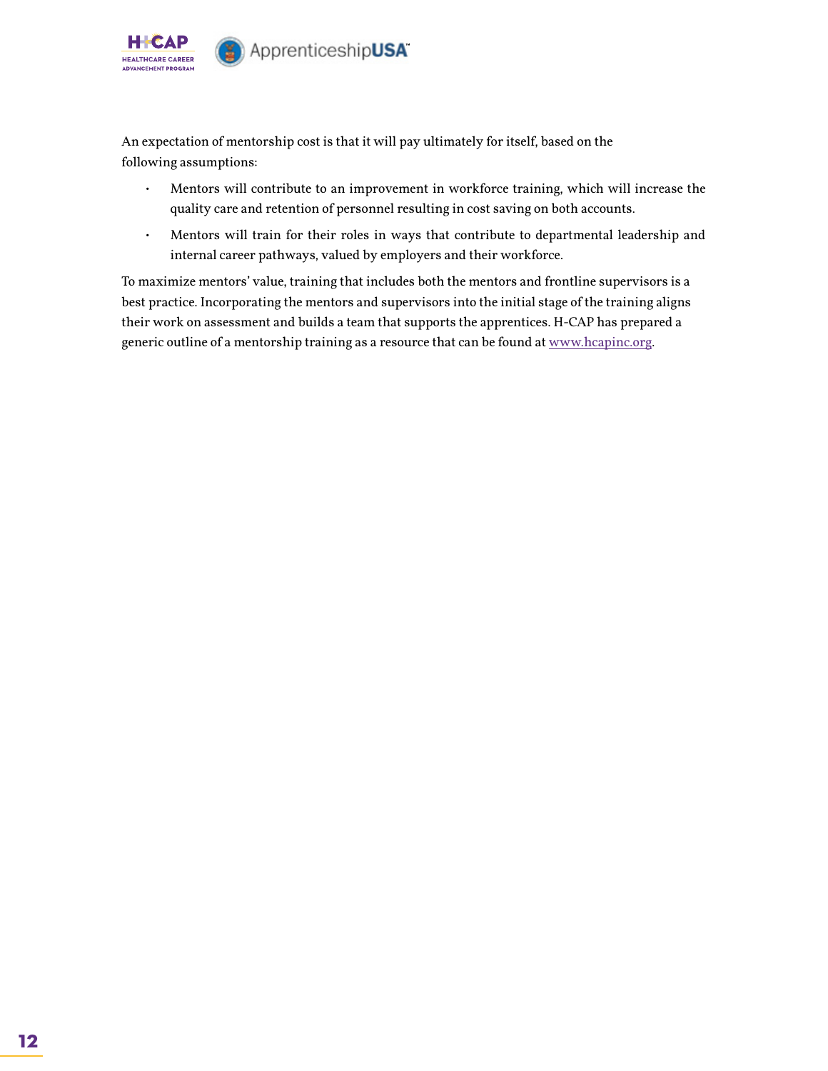An expectation of mentorship cost is that it will pay ultimately for itself, based on the following assumptions:

- Mentors will contribute to an improvement in workforce training, which will increase the quality care and retention of personnel resulting in cost saving on both accounts.
- Mentors will train for their roles in ways that contribute to departmental leadership and internal career pathways, valued by employers and their workforce.

To maximize mentors' value, training that includes both the mentors and frontline supervisors is a best practice. Incorporating the mentors and supervisors into the initial stage of the training aligns their work on assessment and builds a team that supports the apprentices. H-CAP has prepared a generic outline of a mentorship training as a resource that can be found at [www.hcapinc.org](http://www.hcapinc.org).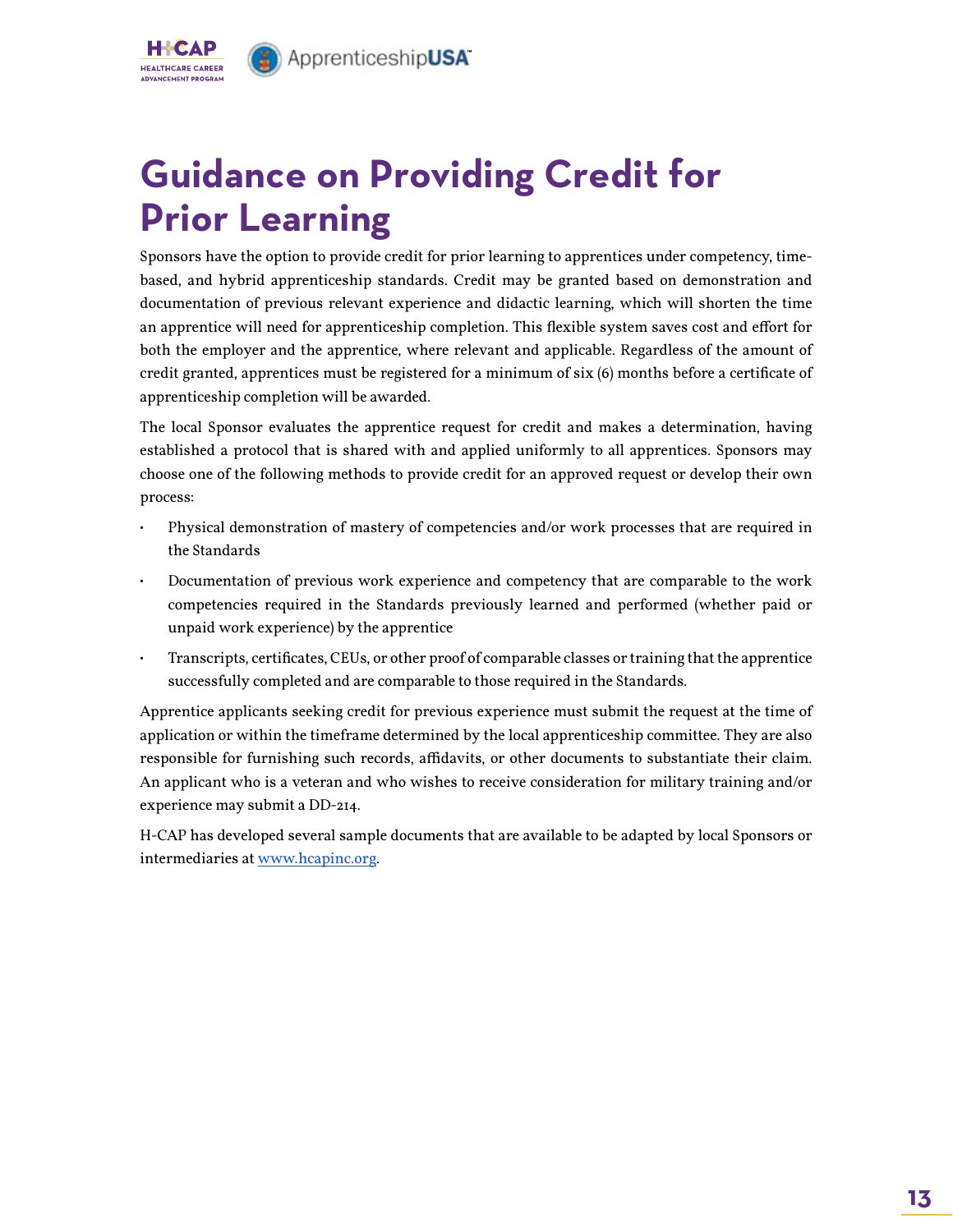# Guidance on Providing Credit for Prior Learning

Sponsors have the option to provide credit for prior learning to apprentices under competency, time-based, and hybrid apprenticeship standards. Credit may be granted based on demonstration and documentation of previous relevant experience and didactic learning, which will shorten the time an apprentice will need for apprenticeship completion. This flexible system saves cost and effort for both the employer and the apprentice, where relevant and applicable. Regardless of the amount of credit granted, apprentices must be registered for a minimum of six (6) months before a certificate of apprenticeship completion will be awarded.

The local Sponsor evaluates the apprentice request for credit and makes a determination, having established a protocol that is shared with and applied uniformly to all apprentices. Sponsors may choose one of the following methods to provide credit for an approved request or develop their own process:

- Physical demonstration of mastery of competencies and/or work processes that are required in the Standards
- Documentation of previous work experience and competency that are comparable to the work competencies required in the Standards previously learned and performed (whether paid or unpaid work experience) by the apprentice
- Transcripts, certificates, CEUs, or other proof of comparable classes or training that the apprentice successfully completed and are comparable to those required in the Standards.

Apprentice applicants seeking credit for previous experience must submit the request at the time of application or within the timeframe determined by the local apprenticeship committee. They are also responsible for furnishing such records, affidavits, or other documents to substantiate their claim. An applicant who is a veteran and who wishes to receive consideration for military training and/or experience may submit a DD-214.

H-CAP has developed several sample documents that are available to be adapted by local Sponsors or intermediaries at [www.hcapinc.org](http://www.hcapinc.org).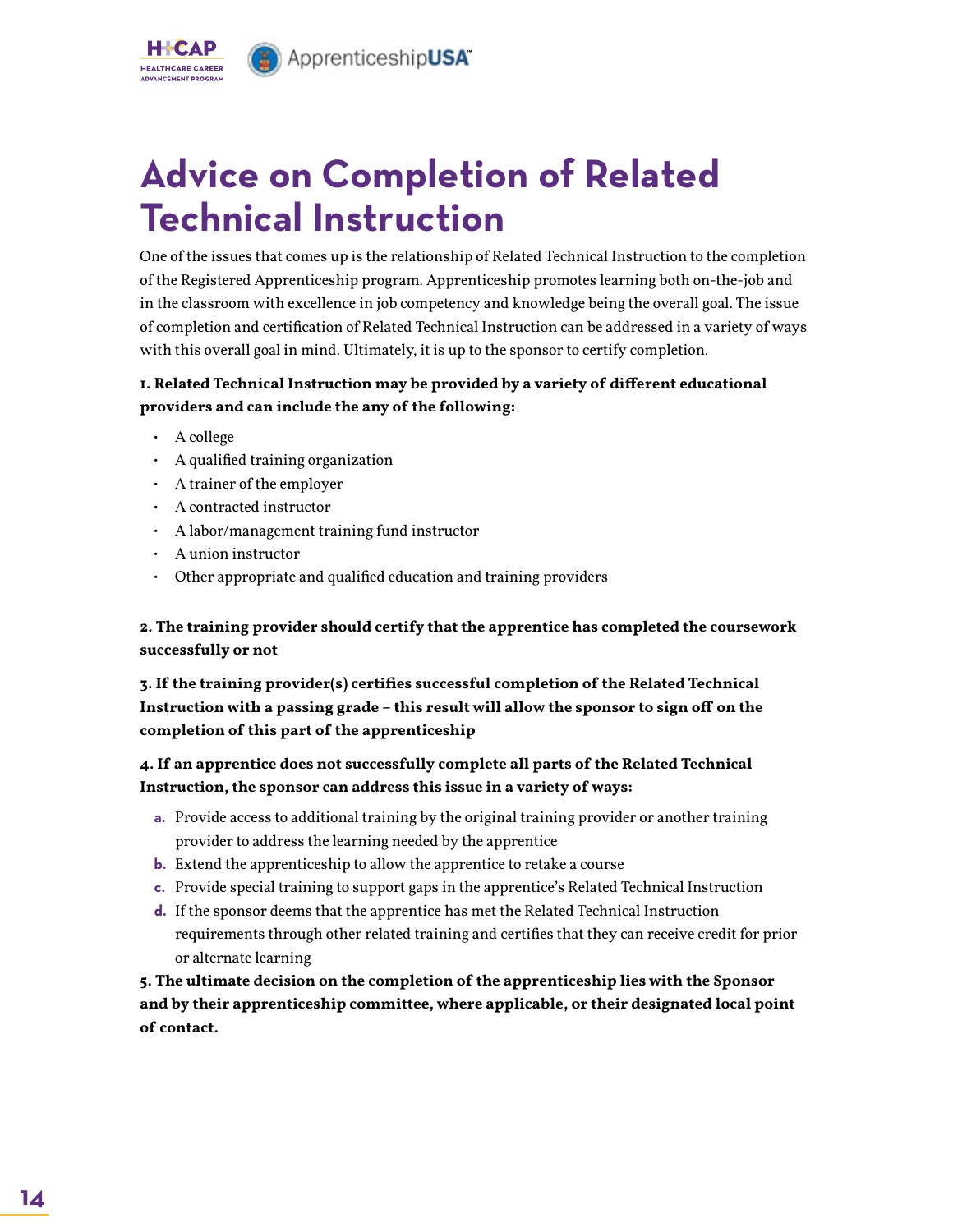# Advice on Completion of Related Technical Instruction

One of the issues that comes up is the relationship of Related Technical Instruction to the completion of the Registered Apprenticeship program. Apprenticeship promotes learning both on-the-job and in the classroom with excellence in job competency and knowledge being the overall goal. The issue of completion and certification of Related Technical Instruction can be addressed in a variety of ways with this overall goal in mind. Ultimately, it is up to the sponsor to certify completion.

**1. Related Technical Instruction may be provided by a variety of different educational providers and can include the any of the following:**

- A college
- A qualified training organization
- A trainer of the employer
- A contracted instructor
- A labor/management training fund instructor
- A union instructor
- Other appropriate and qualified education and training providers

**2. The training provider should certify that the apprentice has completed the coursework successfully or not**

**3. If the training provider(s) certifies successful completion of the Related Technical Instruction with a passing grade – this result will allow the sponsor to sign off on the completion of this part of the apprenticeship**

**4. If an apprentice does not successfully complete all parts of the Related Technical Instruction, the sponsor can address this issue in a variety of ways:**

a. Provide access to additional training by the original training provider or another training provider to address the learning needed by the apprentice
b. Extend the apprenticeship to allow the apprentice to retake a course
c. Provide special training to support gaps in the apprentice's Related Technical Instruction
d. If the sponsor deems that the apprentice has met the Related Technical Instruction requirements through other related training and certifies that they can receive credit for prior or alternate learning

**5. The ultimate decision on the completion of the apprenticeship lies with the Sponsor and by their apprenticeship committee, where applicable, or their designated local point of contact.**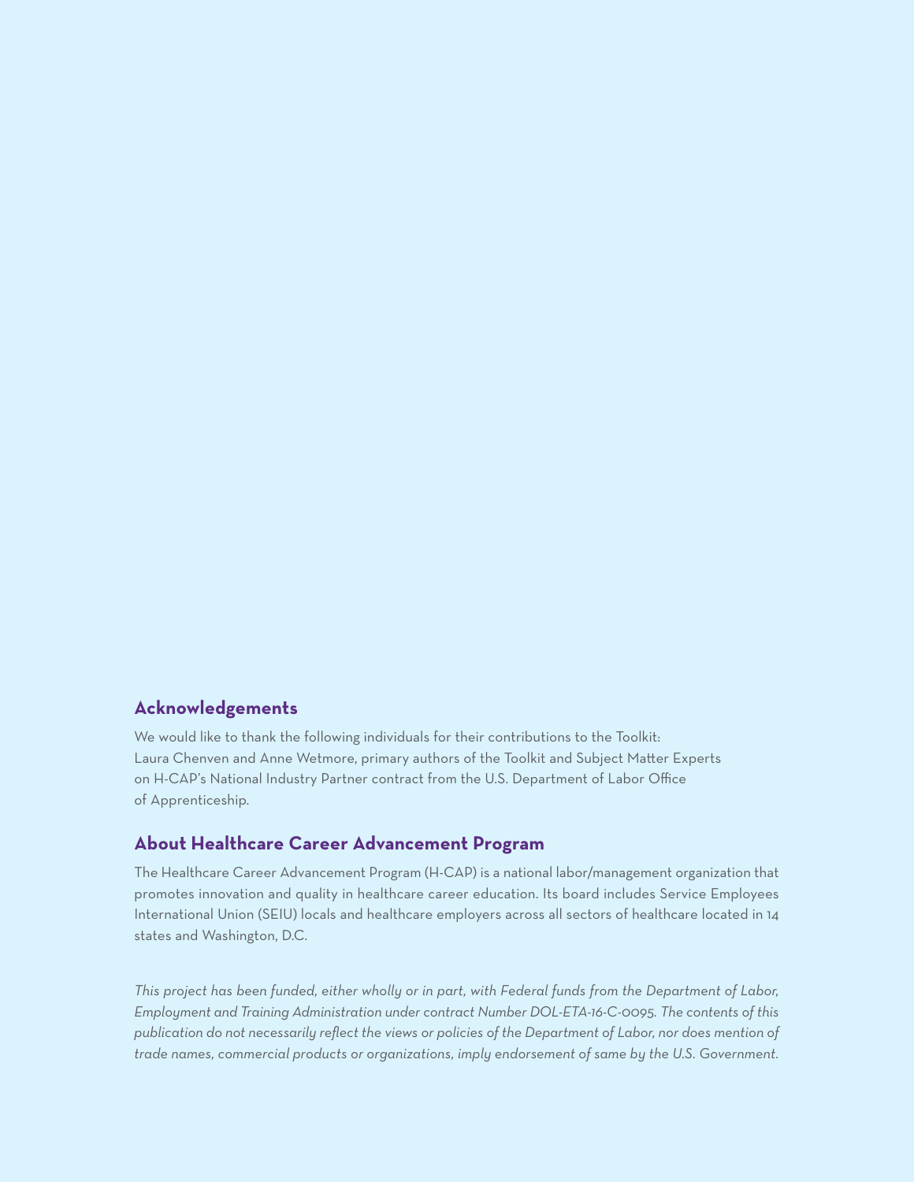## Acknowledgements

We would like to thank the following individuals for their contributions to the Toolkit:
Laura Chenven and Anne Wetmore, primary authors of the Toolkit and Subject Matter Experts on H-CAP's National Industry Partner contract from the U.S. Department of Labor Office of Apprenticeship.

## About Healthcare Career Advancement Program

The Healthcare Career Advancement Program (H-CAP) is a national labor/management organization that promotes innovation and quality in healthcare career education. Its board includes Service Employees International Union (SEIU) locals and healthcare employers across all sectors of healthcare located in 14 states and Washington, D.C.

*This project has been funded, either wholly or in part, with Federal funds from the Department of Labor, Employment and Training Administration under contract Number DOL-ETA-16-C-0095. The contents of this publication do not necessarily reflect the views or policies of the Department of Labor, nor does mention of trade names, commercial products or organizations, imply endorsement of same by the U.S. Government.*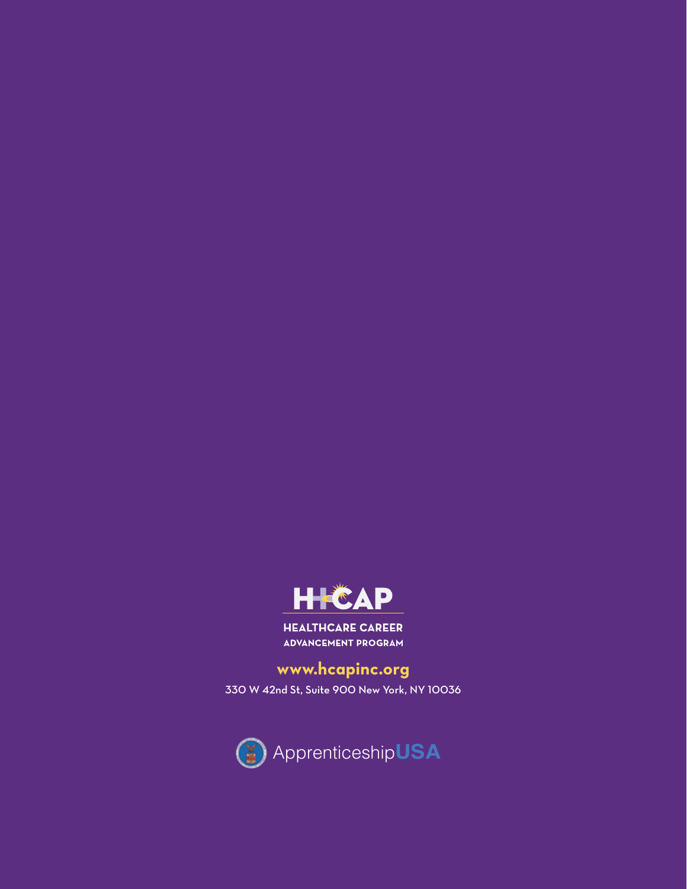HHCAP

HEALTHCARE CAREER
ADVANCEMENT PROGRAM

www.hcapinc.org

330 W 42nd St, Suite 900 New York, NY 10036

ApprenticeshipUSA